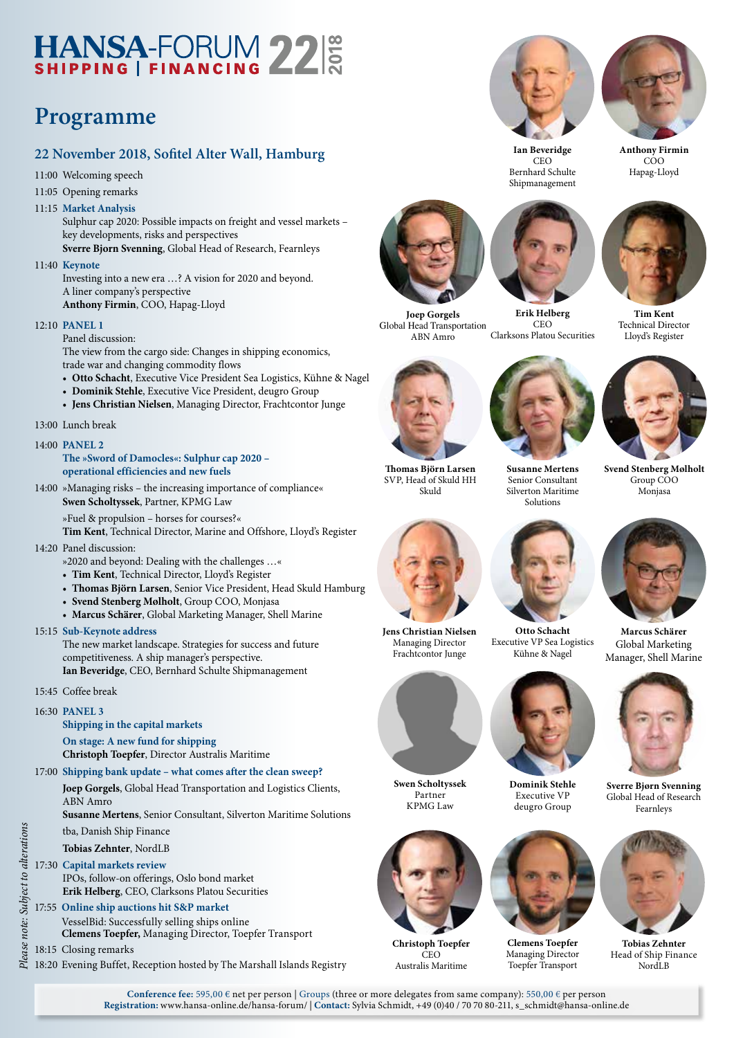# HANSA-FORUM 22 | 2018
## SHIPPING | FINANCING

# Programme

## 22 November 2018, Sofitel Alter Wall, Hamburg

11:00 Welcoming speech

11:05 Opening remarks

11:15 **Market Analysis**
Sulphur cap 2020: Possible impacts on freight and vessel markets – key developments, risks and perspectives
**Sverre Bjorn Svenning**, Global Head of Research, Fearnleys

11:40 **Keynote**
Investing into a new era …? A vision for 2020 and beyond. A liner company's perspective
**Anthony Firmin**, COO, Hapag-Lloyd

12:10 **PANEL 1**
Panel discussion:
The view from the cargo side: Changes in shipping economics, trade war and changing commodity flows
- **Otto Schacht**, Executive Vice President Sea Logistics, Kühne & Nagel
- **Dominik Stehle**, Executive Vice President, deugro Group
- **Jens Christian Nielsen**, Managing Director, Frachtcontor Junge

13:00 Lunch break

14:00 **PANEL 2**
**The »Sword of Damocles«: Sulphur cap 2020 – operational efficiencies and new fuels**

14:00 »Managing risks – the increasing importance of compliance«
**Swen Scholtyssek**, Partner, KPMG Law

»Fuel & propulsion – horses for courses?«
**Tim Kent**, Technical Director, Marine and Offshore, Lloyd's Register

14:20 Panel discussion:
»2020 and beyond: Dealing with the challenges …«
- **Tim Kent**, Technical Director, Lloyd's Register
- **Thomas Björn Larsen**, Senior Vice President, Head Skuld Hamburg
- **Svend Stenberg Mølholt**, Group COO, Monjasa
- **Marcus Schärer**, Global Marketing Manager, Shell Marine

15:15 **Sub-Keynote address**
The new market landscape. Strategies for success and future competitiveness. A ship manager's perspective.
**Ian Beveridge**, CEO, Bernhard Schulte Shipmanagement

15:45 Coffee break

16:30 **PANEL 3**
**Shipping in the capital markets**

**On stage: A new fund for shipping**
**Christoph Toepfer**, Director Australis Maritime

17:00 **Shipping bank update – what comes after the clean sweep?**
**Joep Gorgels**, Global Head Transportation and Logistics Clients, ABN Amro
**Susanne Mertens**, Senior Consultant, Silverton Maritime Solutions
tba, Danish Ship Finance
**Tobias Zehnter**, NordLB

17:30 **Capital markets review**
IPOs, follow-on offerings, Oslo bond market
**Erik Helberg**, CEO, Clarksons Platou Securities

17:55 **Online ship auctions hit S&P market**
VesselBid: Successfully selling ships online
**Clemens Toepfer,** Managing Director, Toepfer Transport

18:15 Closing remarks

18:20 Evening Buffet, Reception hosted by The Marshall Islands Registry

*Please note: Subject to alterations*

**Ian Beveridge**
CEO
Bernhard Schulte Shipmanagement

**Anthony Firmin**
COO
Hapag-Lloyd

**Joep Gorgels**
Global Head Transportation
ABN Amro

**Erik Helberg**
CEO
Clarksons Platou Securities

**Tim Kent**
Technical Director
Lloyd's Register

**Thomas Björn Larsen**
SVP, Head of Skuld HH
Skuld

**Susanne Mertens**
Senior Consultant
Silverton Maritime Solutions

**Svend Stenberg Mølholt**
Group COO
Monjasa

**Jens Christian Nielsen**
Managing Director
Frachtcontor Junge

**Otto Schacht**
Executive VP Sea Logistics
Kühne & Nagel

**Marcus Schärer**
Global Marketing Manager, Shell Marine

**Swen Scholtyssek**
Partner
KPMG Law

**Dominik Stehle**
Executive VP
deugro Group

**Sverre Bjørn Svenning**
Global Head of Research
Fearnleys

**Christoph Toepfer**
CEO
Australis Maritime

**Clemens Toepfer**
Managing Director
Toepfer Transport

**Tobias Zehnter**
Head of Ship Finance
NordLB

**Conference fee:** 595,00 € net per person | Groups (three or more delegates from same company): 550,00 € per person
**Registration:** www.hansa-online.de/hansa-forum/ | **Contact:** Sylvia Schmidt, +49 (0)40 / 70 70 80-211, s_schmidt@hansa-online.de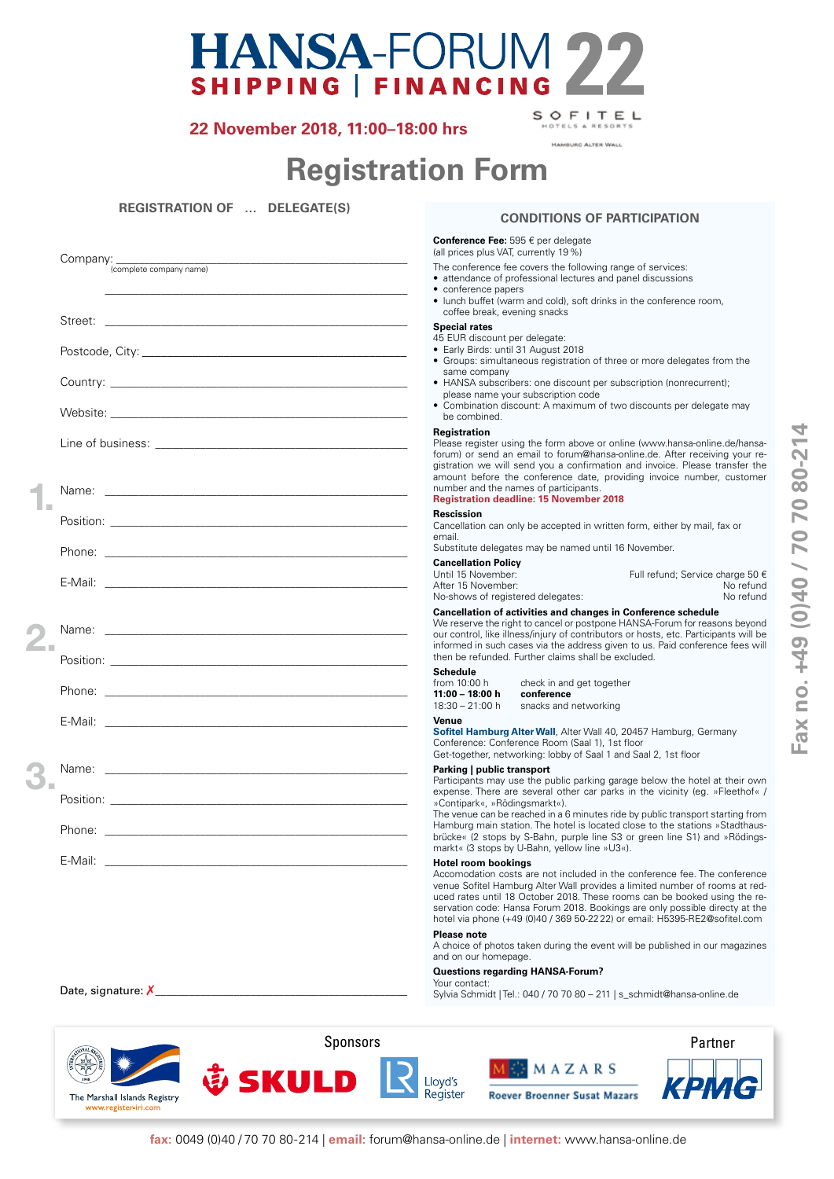# HANSA-FORUM 22

**SHIPPING | FINANCING**

SOFITEL HOTELS & RESORTS

HAMBURG ALTER WALL

**22 November 2018, 11:00–18:00 hrs**

# Registration Form

## REGISTRATION OF ... DELEGATE(S)

Company: ____________________________________________
(complete company name)

____________________________________________

Street: ____________________________________________

Postcode, City: ____________________________________________

Country: ____________________________________________

Website: ____________________________________________

Line of business: ____________________________________________

**1.**

Name: ____________________________________________

Position: ____________________________________________

Phone: ____________________________________________

E-Mail: ____________________________________________

**2.**

Name: ____________________________________________

Position: ____________________________________________

Phone: ____________________________________________

E-Mail: ____________________________________________

**3.**

Name: ____________________________________________

Position: ____________________________________________

Phone: ____________________________________________

E-Mail: ____________________________________________

Date, signature: ✗ ____________________________________________

## CONDITIONS OF PARTICIPATION

**Conference Fee:** 595 € per delegate
(all prices plus VAT, currently 19 %)

The conference fee covers the following range of services:

- attendance of professional lectures and panel discussions
- conference papers
- lunch buffet (warm and cold), soft drinks in the conference room, coffee break, evening snacks

**Special rates**

45 EUR discount per delegate:

- Early Birds: until 31 August 2018
- Groups: simultaneous registration of three or more delegates from the same company
- HANSA subscribers: one discount per subscription (nonrecurrent); please name your subscription code
- Combination discount: A maximum of two discounts per delegate may be combined.

**Registration**

Please register using the form above or online (www.hansa-online.de/hansa-forum) or send an email to forum@hansa-online.de. After receiving your registration we will send you a confirmation and invoice. Please transfer the amount before the conference date, providing invoice number, customer number and the names of participants.

**Registration deadline: 15 November 2018**

**Rescission**

Cancellation can only be accepted in written form, either by mail, fax or email.
Substitute delegates may be named until 16 November.

**Cancellation Policy**

| | |
|---|---|
| Until 15 November: | Full refund; Service charge 50 € |
| After 15 November: | No refund |
| No-shows of registered delegates: | No refund |

**Cancellation of activities and changes in Conference schedule**

We reserve the right to cancel or postpone HANSA-Forum for reasons beyond our control, like illness/injury of contributors or hosts, etc. Participants will be informed in such cases via the address given to us. Paid conference fees will then be refunded. Further claims shall be excluded.

**Schedule**

| | |
|---|---|
| from 10:00 h | check in and get together |
| **11:00 – 18:00 h** | **conference** |
| 18:30 – 21:00 h | snacks and networking |

**Venue**

**Sofitel Hamburg Alter Wall**, Alter Wall 40, 20457 Hamburg, Germany
Conference: Conference Room (Saal 1), 1st floor
Get-together, networking: lobby of Saal 1 and Saal 2, 1st floor

**Parking | public transport**

Participants may use the public parking garage below the hotel at their own expense. There are several other car parks in the vicinity (eg. »Fleethof« / »Contipark«, »Rödingsmarkt«).
The venue can be reached in a 6 minutes ride by public transport starting from Hamburg main station. The hotel is located close to the stations »Stadthausbrücke« (2 stops by S-Bahn, purple line S3 or green line S1) and »Rödingsmarkt« (3 stops by U-Bahn, yellow line »U3«).

**Hotel room bookings**

Accomodation costs are not included in the conference fee. The conference venue Sofitel Hamburg Alter Wall provides a limited number of rooms at reduced rates until 18 October 2018. These rooms can be booked using the reservation code: Hansa Forum 2018. Bookings are only possible directy at the hotel via phone (+49 (0)40 / 369 50-22 22) or email: H5395-RE2@sofitel.com

**Please note**

A choice of photos taken during the event will be published in our magazines and on our homepage.

**Questions regarding HANSA-Forum?**

Your contact:
Sylvia Schmidt | Tel.: 040 / 70 70 80 – 211 | s_schmidt@hansa-online.de

**Fax no. +49 (0)40 / 70 70 80-214**

Sponsors

The Marshall Islands Registry
www.register-iri.com

SKULD

Lloyd's Register

MAZARS
Roever Broenner Susat Mazars

Partner

KPMG

**fax:** 0049 (0)40 / 70 70 80-214 | **email:** forum@hansa-online.de | **internet:** www.hansa-online.de